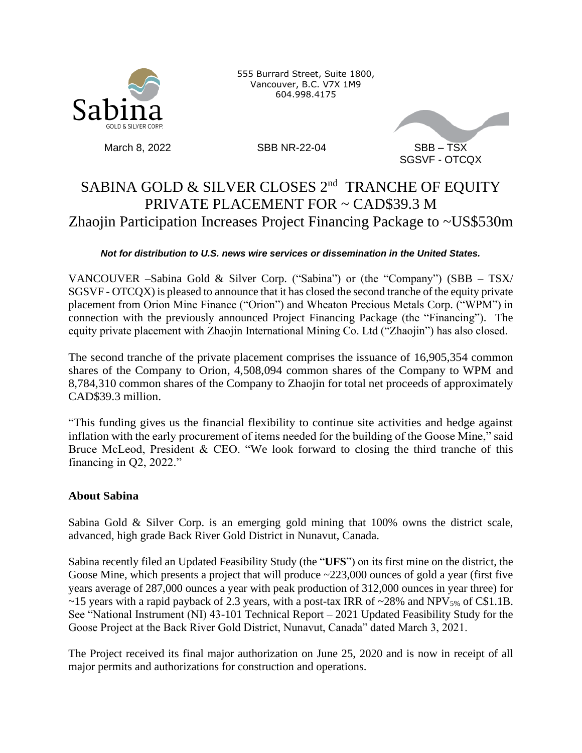Sabina
GOLD & SILVER CORP.

555 Burrard Street, Suite 1800,
Vancouver, B.C. V7X 1M9
604.998.4175

March 8, 2022 SBB NR-22-04 SBB – TSX
SGSVF - OTCQX

# SABINA GOLD & SILVER CLOSES 2nd TRANCHE OF EQUITY PRIVATE PLACEMENT FOR ~ CAD$39.3 M

## Zhaojin Participation Increases Project Financing Package to ~US$530m

***Not for distribution to U.S. news wire services or dissemination in the United States.***

VANCOUVER –Sabina Gold & Silver Corp. ("Sabina") or (the "Company") (SBB – TSX/ SGSVF - OTCQX) is pleased to announce that it has closed the second tranche of the equity private placement from Orion Mine Finance ("Orion") and Wheaton Precious Metals Corp. ("WPM") in connection with the previously announced Project Financing Package (the "Financing"). The equity private placement with Zhaojin International Mining Co. Ltd ("Zhaojin") has also closed.

The second tranche of the private placement comprises the issuance of 16,905,354 common shares of the Company to Orion, 4,508,094 common shares of the Company to WPM and 8,784,310 common shares of the Company to Zhaojin for total net proceeds of approximately CAD$39.3 million.

"This funding gives us the financial flexibility to continue site activities and hedge against inflation with the early procurement of items needed for the building of the Goose Mine," said Bruce McLeod, President & CEO. "We look forward to closing the third tranche of this financing in Q2, 2022."

### About Sabina

Sabina Gold & Silver Corp. is an emerging gold mining that 100% owns the district scale, advanced, high grade Back River Gold District in Nunavut, Canada.

Sabina recently filed an Updated Feasibility Study (the "**UFS**") on its first mine on the district, the Goose Mine, which presents a project that will produce ~223,000 ounces of gold a year (first five years average of 287,000 ounces a year with peak production of 312,000 ounces in year three) for ~15 years with a rapid payback of 2.3 years, with a post-tax IRR of ~28% and $NPV_{5\%}$ of C$1.1B. See "National Instrument (NI) 43-101 Technical Report – 2021 Updated Feasibility Study for the Goose Project at the Back River Gold District, Nunavut, Canada" dated March 3, 2021.

The Project received its final major authorization on June 25, 2020 and is now in receipt of all major permits and authorizations for construction and operations.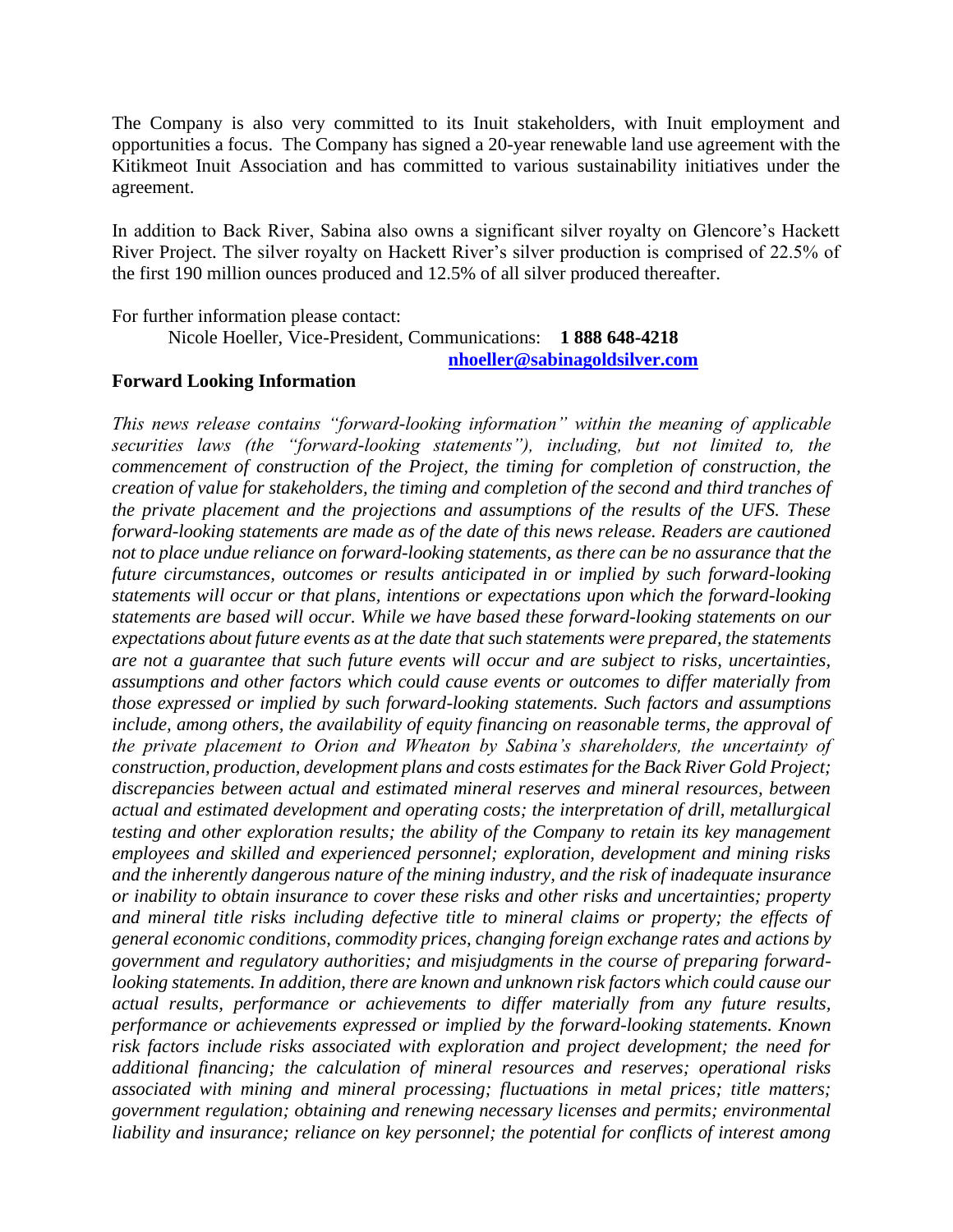The Company is also very committed to its Inuit stakeholders, with Inuit employment and opportunities a focus. The Company has signed a 20-year renewable land use agreement with the Kitikmeot Inuit Association and has committed to various sustainability initiatives under the agreement.

In addition to Back River, Sabina also owns a significant silver royalty on Glencore's Hackett River Project. The silver royalty on Hackett River's silver production is comprised of 22.5% of the first 190 million ounces produced and 12.5% of all silver produced thereafter.

For further information please contact:

Nicole Hoeller, Vice-President, Communications: **1 888 648-4218**
**nhoeller@sabinagoldsilver.com**

**Forward Looking Information**

*This news release contains "forward-looking information" within the meaning of applicable securities laws (the "forward-looking statements"), including, but not limited to, the commencement of construction of the Project, the timing for completion of construction, the creation of value for stakeholders, the timing and completion of the second and third tranches of the private placement and the projections and assumptions of the results of the UFS. These forward-looking statements are made as of the date of this news release. Readers are cautioned not to place undue reliance on forward-looking statements, as there can be no assurance that the future circumstances, outcomes or results anticipated in or implied by such forward-looking statements will occur or that plans, intentions or expectations upon which the forward-looking statements are based will occur. While we have based these forward-looking statements on our expectations about future events as at the date that such statements were prepared, the statements are not a guarantee that such future events will occur and are subject to risks, uncertainties, assumptions and other factors which could cause events or outcomes to differ materially from those expressed or implied by such forward-looking statements. Such factors and assumptions include, among others, the availability of equity financing on reasonable terms, the approval of the private placement to Orion and Wheaton by Sabina's shareholders, the uncertainty of construction, production, development plans and costs estimates for the Back River Gold Project; discrepancies between actual and estimated mineral reserves and mineral resources, between actual and estimated development and operating costs; the interpretation of drill, metallurgical testing and other exploration results; the ability of the Company to retain its key management employees and skilled and experienced personnel; exploration, development and mining risks and the inherently dangerous nature of the mining industry, and the risk of inadequate insurance or inability to obtain insurance to cover these risks and other risks and uncertainties; property and mineral title risks including defective title to mineral claims or property; the effects of general economic conditions, commodity prices, changing foreign exchange rates and actions by government and regulatory authorities; and misjudgments in the course of preparing forward-looking statements. In addition, there are known and unknown risk factors which could cause our actual results, performance or achievements to differ materially from any future results, performance or achievements expressed or implied by the forward-looking statements. Known risk factors include risks associated with exploration and project development; the need for additional financing; the calculation of mineral resources and reserves; operational risks associated with mining and mineral processing; fluctuations in metal prices; title matters; government regulation; obtaining and renewing necessary licenses and permits; environmental liability and insurance; reliance on key personnel; the potential for conflicts of interest among*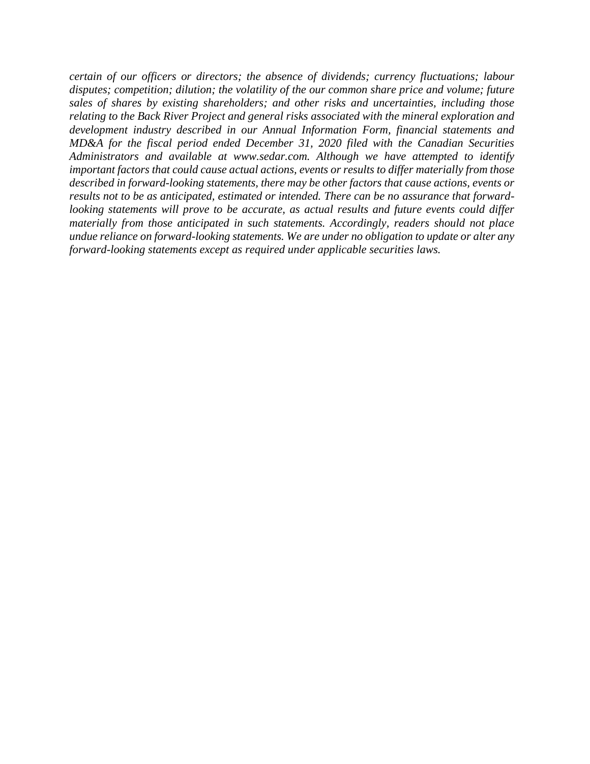*certain of our officers or directors; the absence of dividends; currency fluctuations; labour disputes; competition; dilution; the volatility of the our common share price and volume; future sales of shares by existing shareholders; and other risks and uncertainties, including those relating to the Back River Project and general risks associated with the mineral exploration and development industry described in our Annual Information Form, financial statements and MD&A for the fiscal period ended December 31, 2020 filed with the Canadian Securities Administrators and available at www.sedar.com. Although we have attempted to identify important factors that could cause actual actions, events or results to differ materially from those described in forward-looking statements, there may be other factors that cause actions, events or results not to be as anticipated, estimated or intended. There can be no assurance that forward-looking statements will prove to be accurate, as actual results and future events could differ materially from those anticipated in such statements. Accordingly, readers should not place undue reliance on forward-looking statements. We are under no obligation to update or alter any forward-looking statements except as required under applicable securities laws.*